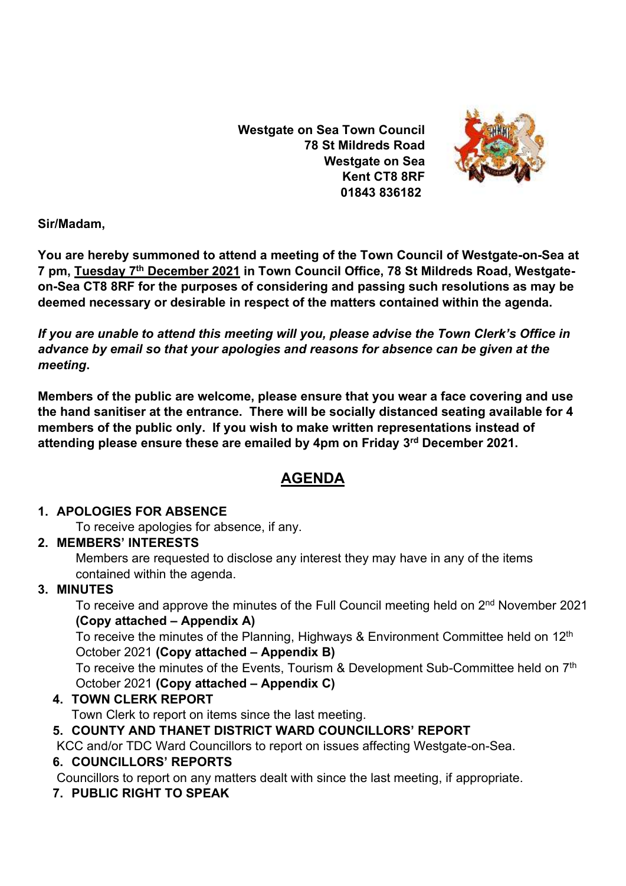**Westgate on Sea Town Council**
**78 St Mildreds Road**
**Westgate on Sea**
**Kent CT8 8RF**
**01843 836182**

**Sir/Madam,**

**You are hereby summoned to attend a meeting of the Town Council of Westgate-on-Sea at 7 pm, <u>Tuesday 7th December 2021</u> in Town Council Office, 78 St Mildreds Road, Westgate-on-Sea CT8 8RF for the purposes of considering and passing such resolutions as may be deemed necessary or desirable in respect of the matters contained within the agenda.**

***If you are unable to attend this meeting will you, please advise the Town Clerk's Office in advance by email so that your apologies and reasons for absence can be given at the meeting.***

**Members of the public are welcome, please ensure that you wear a face covering and use the hand sanitiser at the entrance. There will be socially distanced seating available for 4 members of the public only. If you wish to make written representations instead of attending please ensure these are emailed by 4pm on Friday 3rd December 2021.**

# <u>AGENDA</u>

1. **APOLOGIES FOR ABSENCE**
   To receive apologies for absence, if any.
2. **MEMBERS' INTERESTS**
   Members are requested to disclose any interest they may have in any of the items contained within the agenda.
3. **MINUTES**
   To receive and approve the minutes of the Full Council meeting held on 2nd November 2021 **(Copy attached – Appendix A)**
   To receive the minutes of the Planning, Highways & Environment Committee held on 12th October 2021 **(Copy attached – Appendix B)**
   To receive the minutes of the Events, Tourism & Development Sub-Committee held on 7th October 2021 **(Copy attached – Appendix C)**
4. **TOWN CLERK REPORT**
   Town Clerk to report on items since the last meeting.
5. **COUNTY AND THANET DISTRICT WARD COUNCILLORS' REPORT**
   KCC and/or TDC Ward Councillors to report on issues affecting Westgate-on-Sea.
6. **COUNCILLORS' REPORTS**
   Councillors to report on any matters dealt with since the last meeting, if appropriate.
7. **PUBLIC RIGHT TO SPEAK**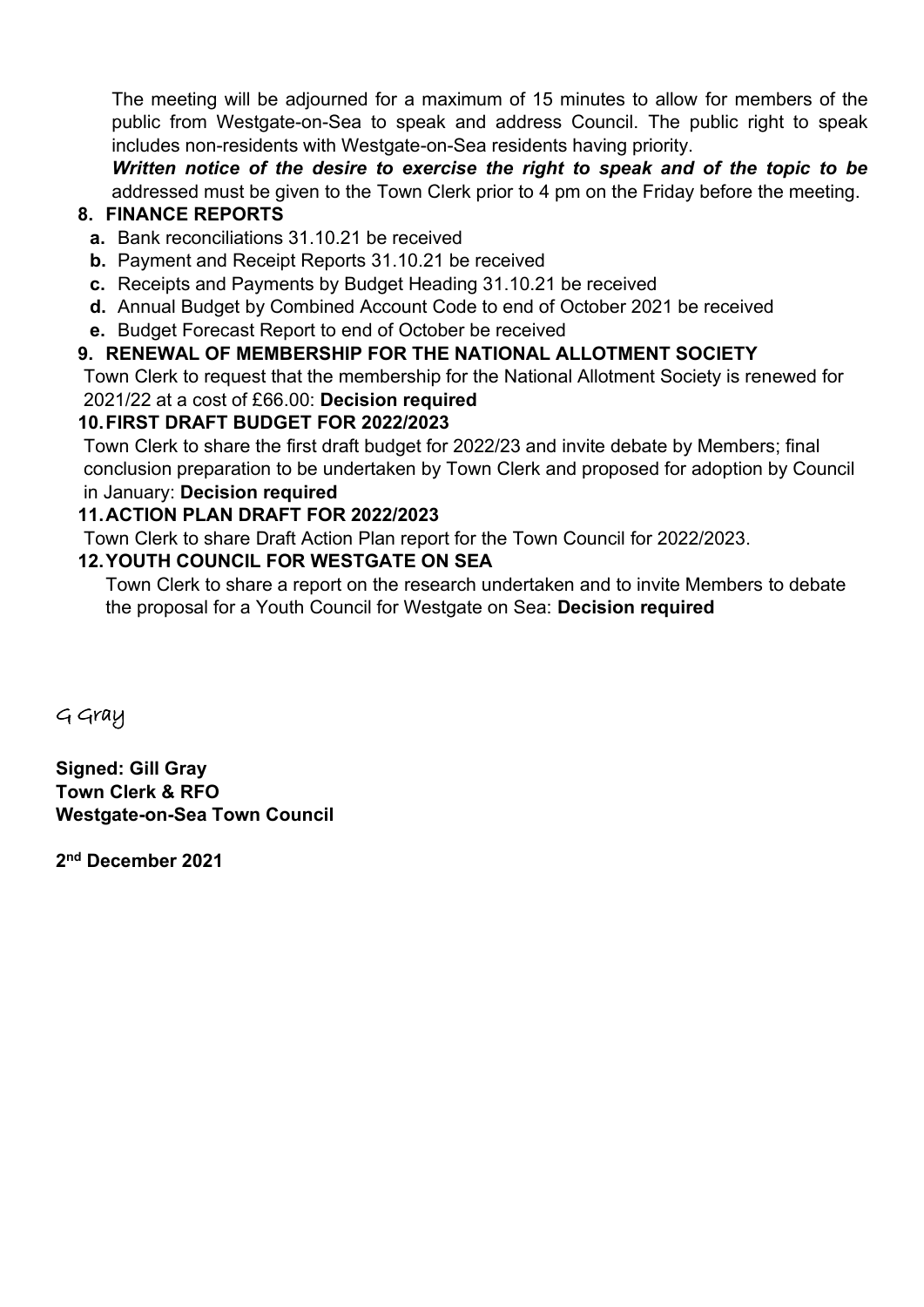The meeting will be adjourned for a maximum of 15 minutes to allow for members of the public from Westgate-on-Sea to speak and address Council. The public right to speak includes non-residents with Westgate-on-Sea residents having priority.

***Written notice of the desire to exercise the right to speak and of the topic to be*** addressed must be given to the Town Clerk prior to 4 pm on the Friday before the meeting.

**8. FINANCE REPORTS**

- **a.** Bank reconciliations 31.10.21 be received
- **b.** Payment and Receipt Reports 31.10.21 be received
- **c.** Receipts and Payments by Budget Heading 31.10.21 be received
- **d.** Annual Budget by Combined Account Code to end of October 2021 be received
- **e.** Budget Forecast Report to end of October be received

**9. RENEWAL OF MEMBERSHIP FOR THE NATIONAL ALLOTMENT SOCIETY**

Town Clerk to request that the membership for the National Allotment Society is renewed for 2021/22 at a cost of £66.00: **Decision required**

**10. FIRST DRAFT BUDGET FOR 2022/2023**

Town Clerk to share the first draft budget for 2022/23 and invite debate by Members; final conclusion preparation to be undertaken by Town Clerk and proposed for adoption by Council in January: **Decision required**

**11. ACTION PLAN DRAFT FOR 2022/2023**

Town Clerk to share Draft Action Plan report for the Town Council for 2022/2023.

**12. YOUTH COUNCIL FOR WESTGATE ON SEA**

Town Clerk to share a report on the research undertaken and to invite Members to debate the proposal for a Youth Council for Westgate on Sea: **Decision required**

G Gray

**Signed: Gill Gray**
**Town Clerk & RFO**
**Westgate-on-Sea Town Council**

**2nd December 2021**